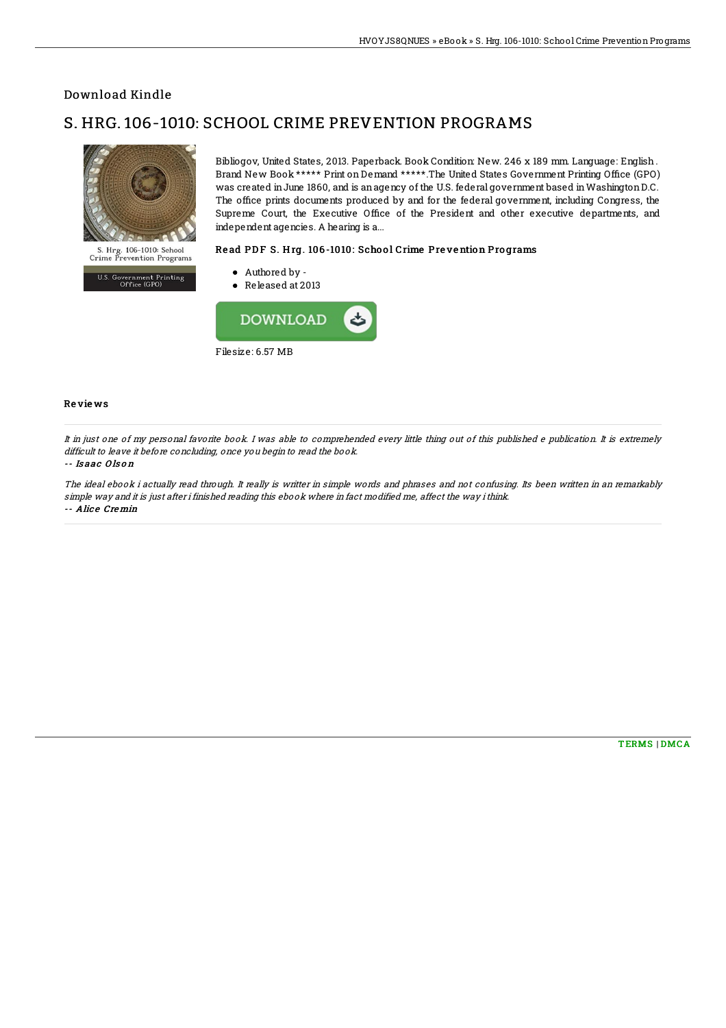## Download Kindle

# S. HRG. 106-1010: SCHOOL CRIME PREVENTION PROGRAMS

S. Hrg. 106-1010: School Crime Prevention Programs

U.S. Government Printing Office (GPO)

Bibliogov, United States, 2013. Paperback. Book Condition: New. 246 x 189 mm. Language: English . Brand New Book ***** Print on Demand *****.The United States Government Printing Office (GPO) was created in June 1860, and is an agency of the U.S. federal government based in Washington D.C. The office prints documents produced by and for the federal government, including Congress, the Supreme Court, the Executive Office of the President and other executive departments, and independent agencies. A hearing is a...

### Read PDF S. Hrg. 106-1010: School Crime Prevention Programs

- Authored by -
- Released at 2013

DOWNLOAD

Filesize: 6.57 MB

### Reviews

*It in just one of my personal favorite book. I was able to comprehended every little thing out of this published e publication. It is extremely difficult to leave it before concluding, once you begin to read the book.*

*-- Isaac Olson*

*The ideal ebook i actually read through. It really is writter in simple words and phrases and not confusing. Its been written in an remarkably simple way and it is just after i finished reading this ebook where in fact modified me, affect the way i think.*

*-- Alice Cremin*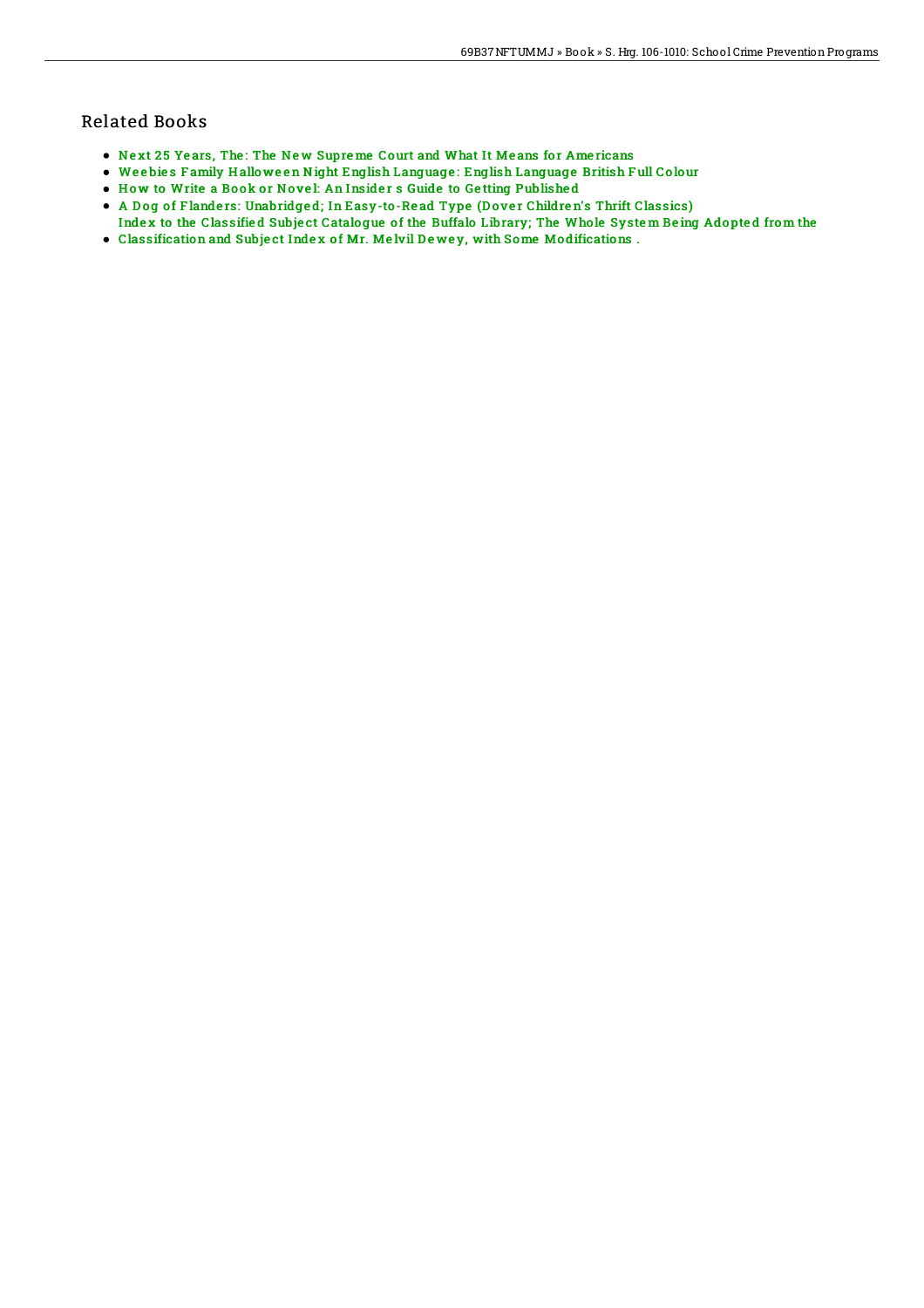## Related Books

- Next 25 Years, The: The New Supreme Court and What It Means for Americans
- Weebies Family Halloween Night English Language: English Language British Full Colour
- How to Write a Book or Novel: An Insider s Guide to Getting Published
- A Dog of Flanders: Unabridged; In Easy-to-Read Type (Dover Children's Thrift Classics)
- Index to the Classified Subject Catalogue of the Buffalo Library; The Whole System Being Adopted from the Classification and Subject Index of Mr. Melvil Dewey, with Some Modifications .